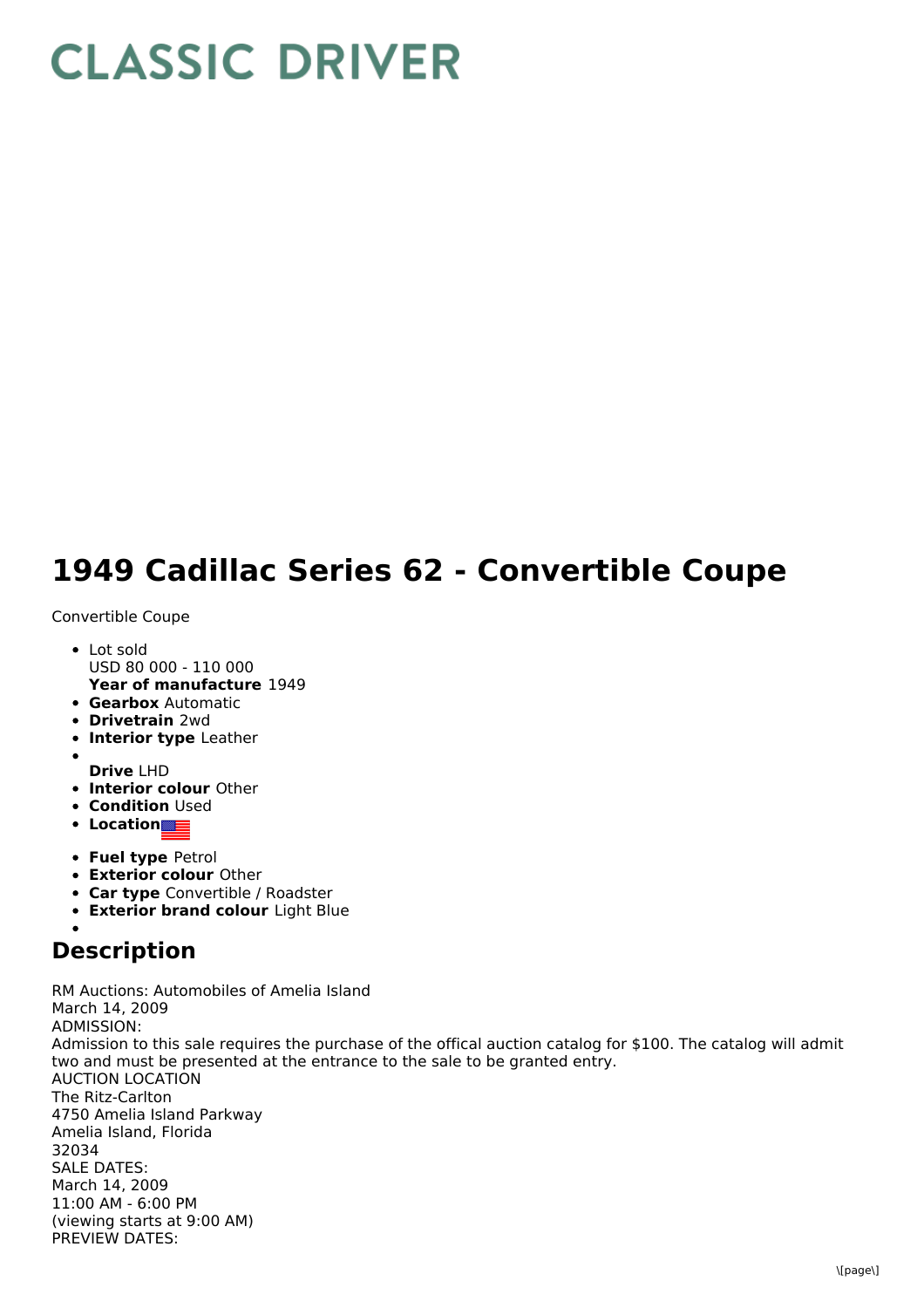# CLASSIC DRIVER

# 1949 Cadillac Series 62 - Convertible Coupe

Convertible Coupe

- Lot sold
  USD 80 000 - 110 000
  **Year of manufacture** 1949
- **Gearbox** Automatic
- **Drivetrain** 2wd
- **Interior type** Leather
- 
  **Drive** LHD
- **Interior colour** Other
- **Condition** Used
- **Location**
- **Fuel type** Petrol
- **Exterior colour** Other
- **Car type** Convertible / Roadster
- **Exterior brand colour** Light Blue
- 

## Description

RM Auctions: Automobiles of Amelia Island
March 14, 2009
ADMISSION:
Admission to this sale requires the purchase of the offical auction catalog for $100. The catalog will admit two and must be presented at the entrance to the sale to be granted entry.
AUCTION LOCATION
The Ritz-Carlton
4750 Amelia Island Parkway
Amelia Island, Florida
32034
SALE DATES:
March 14, 2009
11:00 AM - 6:00 PM
(viewing starts at 9:00 AM)
PREVIEW DATES: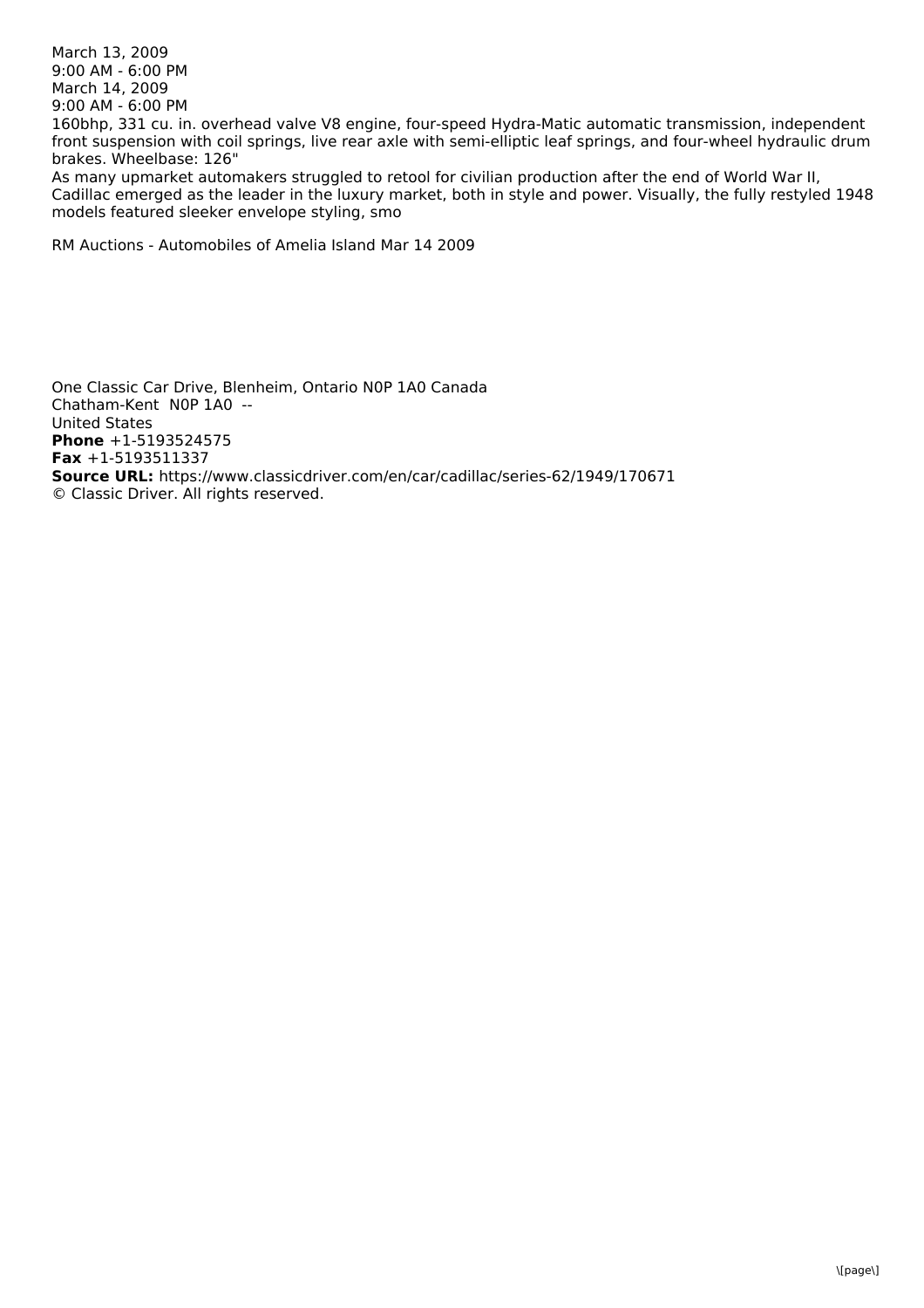March 13, 2009
9:00 AM - 6:00 PM
March 14, 2009
9:00 AM - 6:00 PM
160bhp, 331 cu. in. overhead valve V8 engine, four-speed Hydra-Matic automatic transmission, independent front suspension with coil springs, live rear axle with semi-elliptic leaf springs, and four-wheel hydraulic drum brakes. Wheelbase: 126"
As many upmarket automakers struggled to retool for civilian production after the end of World War II, Cadillac emerged as the leader in the luxury market, both in style and power. Visually, the fully restyled 1948 models featured sleeker envelope styling, smo

RM Auctions - Automobiles of Amelia Island Mar 14 2009

One Classic Car Drive, Blenheim, Ontario N0P 1A0 Canada
Chatham-Kent  N0P 1A0  --
United States
**Phone** +1-5193524575
**Fax** +1-5193511337
**Source URL:** https://www.classicdriver.com/en/car/cadillac/series-62/1949/170671
© Classic Driver. All rights reserved.